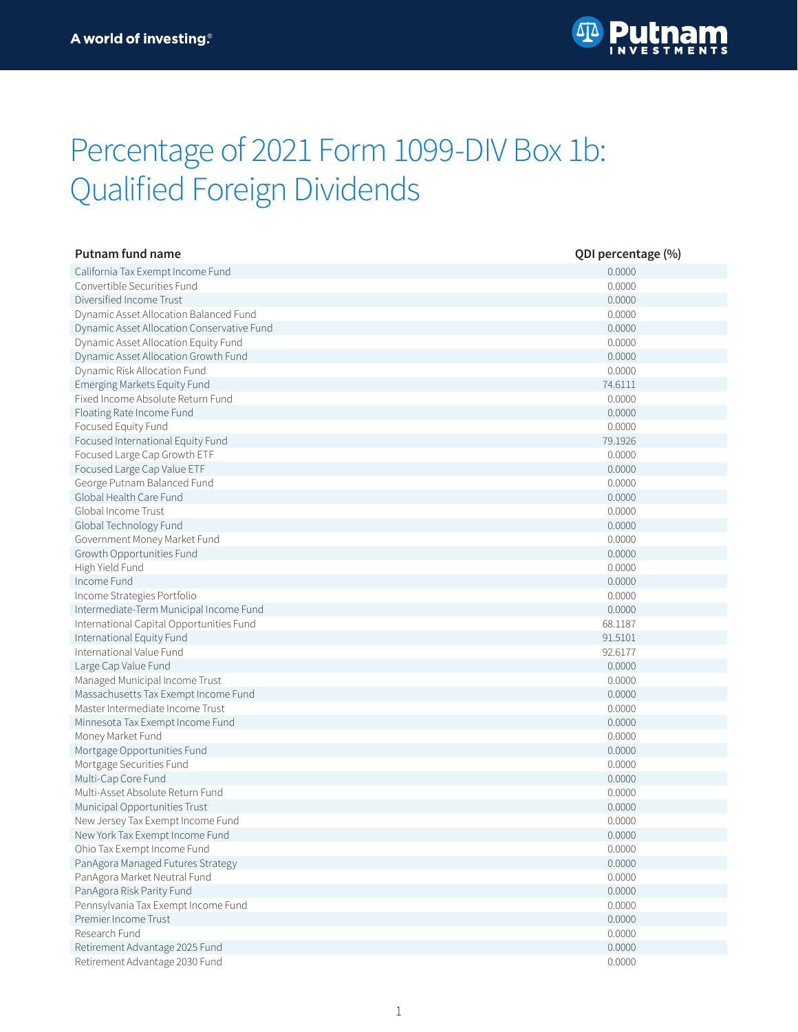# Percentage of 2021 Form 1099-DIV Box 1b: Qualified Foreign Dividends

| Putnam fund name | QDI percentage (%) |
|---|---|
| California Tax Exempt Income Fund | 0.0000 |
| Convertible Securities Fund | 0.0000 |
| Diversified Income Trust | 0.0000 |
| Dynamic Asset Allocation Balanced Fund | 0.0000 |
| Dynamic Asset Allocation Conservative Fund | 0.0000 |
| Dynamic Asset Allocation Equity Fund | 0.0000 |
| Dynamic Asset Allocation Growth Fund | 0.0000 |
| Dynamic Risk Allocation Fund | 0.0000 |
| Emerging Markets Equity Fund | 74.6111 |
| Fixed Income Absolute Return Fund | 0.0000 |
| Floating Rate Income Fund | 0.0000 |
| Focused Equity Fund | 0.0000 |
| Focused International Equity Fund | 79.1926 |
| Focused Large Cap Growth ETF | 0.0000 |
| Focused Large Cap Value ETF | 0.0000 |
| George Putnam Balanced Fund | 0.0000 |
| Global Health Care Fund | 0.0000 |
| Global Income Trust | 0.0000 |
| Global Technology Fund | 0.0000 |
| Government Money Market Fund | 0.0000 |
| Growth Opportunities Fund | 0.0000 |
| High Yield Fund | 0.0000 |
| Income Fund | 0.0000 |
| Income Strategies Portfolio | 0.0000 |
| Intermediate-Term Municipal Income Fund | 0.0000 |
| International Capital Opportunities Fund | 68.1187 |
| International Equity Fund | 91.5101 |
| International Value Fund | 92.6177 |
| Large Cap Value Fund | 0.0000 |
| Managed Municipal Income Trust | 0.0000 |
| Massachusetts Tax Exempt Income Fund | 0.0000 |
| Master Intermediate Income Trust | 0.0000 |
| Minnesota Tax Exempt Income Fund | 0.0000 |
| Money Market Fund | 0.0000 |
| Mortgage Opportunities Fund | 0.0000 |
| Mortgage Securities Fund | 0.0000 |
| Multi-Cap Core Fund | 0.0000 |
| Multi-Asset Absolute Return Fund | 0.0000 |
| Municipal Opportunities Trust | 0.0000 |
| New Jersey Tax Exempt Income Fund | 0.0000 |
| New York Tax Exempt Income Fund | 0.0000 |
| Ohio Tax Exempt Income Fund | 0.0000 |
| PanAgora Managed Futures Strategy | 0.0000 |
| PanAgora Market Neutral Fund | 0.0000 |
| PanAgora Risk Parity Fund | 0.0000 |
| Pennsylvania Tax Exempt Income Fund | 0.0000 |
| Premier Income Trust | 0.0000 |
| Research Fund | 0.0000 |
| Retirement Advantage 2025 Fund | 0.0000 |
| Retirement Advantage 2030 Fund | 0.0000 |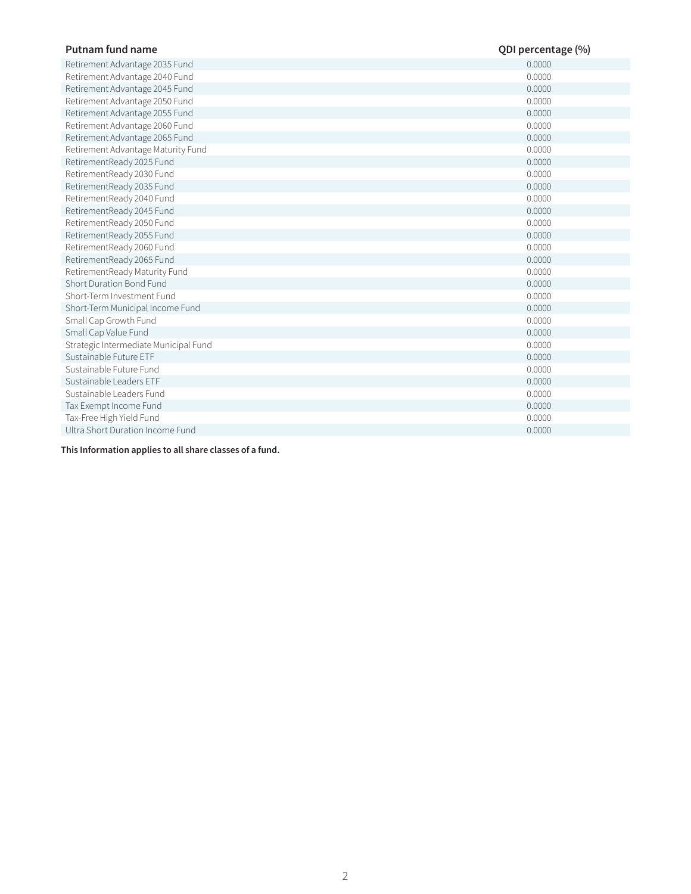| Putnam fund name | QDI percentage (%) |
| --- | --- |
| Retirement Advantage 2035 Fund | 0.0000 |
| Retirement Advantage 2040 Fund | 0.0000 |
| Retirement Advantage 2045 Fund | 0.0000 |
| Retirement Advantage 2050 Fund | 0.0000 |
| Retirement Advantage 2055 Fund | 0.0000 |
| Retirement Advantage 2060 Fund | 0.0000 |
| Retirement Advantage 2065 Fund | 0.0000 |
| Retirement Advantage Maturity Fund | 0.0000 |
| RetirementReady 2025 Fund | 0.0000 |
| RetirementReady 2030 Fund | 0.0000 |
| RetirementReady 2035 Fund | 0.0000 |
| RetirementReady 2040 Fund | 0.0000 |
| RetirementReady 2045 Fund | 0.0000 |
| RetirementReady 2050 Fund | 0.0000 |
| RetirementReady 2055 Fund | 0.0000 |
| RetirementReady 2060 Fund | 0.0000 |
| RetirementReady 2065 Fund | 0.0000 |
| RetirementReady Maturity Fund | 0.0000 |
| Short Duration Bond Fund | 0.0000 |
| Short-Term Investment Fund | 0.0000 |
| Short-Term Municipal Income Fund | 0.0000 |
| Small Cap Growth Fund | 0.0000 |
| Small Cap Value Fund | 0.0000 |
| Strategic Intermediate Municipal Fund | 0.0000 |
| Sustainable Future ETF | 0.0000 |
| Sustainable Future Fund | 0.0000 |
| Sustainable Leaders ETF | 0.0000 |
| Sustainable Leaders Fund | 0.0000 |
| Tax Exempt Income Fund | 0.0000 |
| Tax-Free High Yield Fund | 0.0000 |
| Ultra Short Duration Income Fund | 0.0000 |

**This Information applies to all share classes of a fund.**